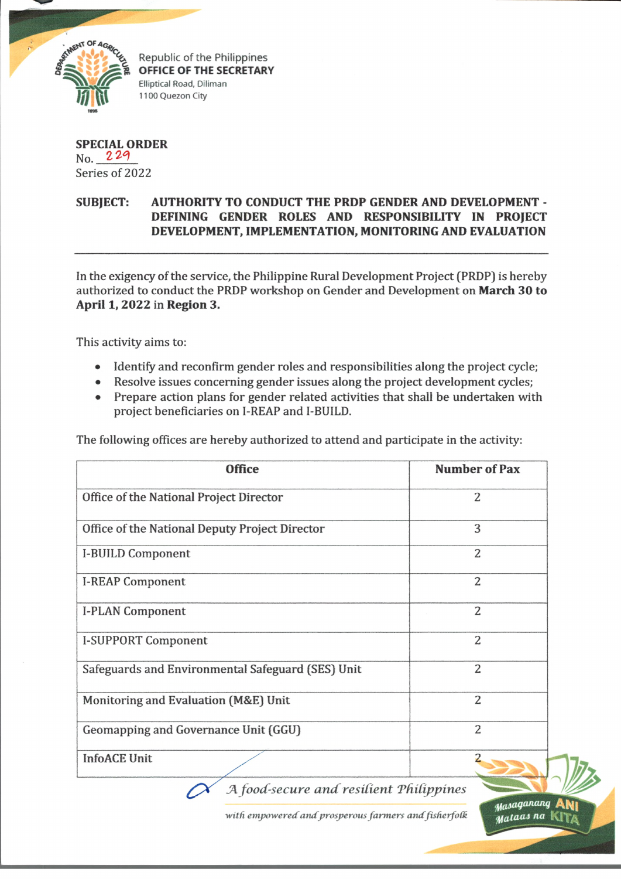Republic of the Philippines
**OFFICE OF THE SECRETARY**
Elliptical Road, Diliman
1100 Quezon City

**SPECIAL ORDER**
No. 229
Series of 2022

**SUBJECT: AUTHORITY TO CONDUCT THE PRDP GENDER AND DEVELOPMENT - DEFINING GENDER ROLES AND RESPONSIBILITY IN PROJECT DEVELOPMENT, IMPLEMENTATION, MONITORING AND EVALUATION**

---

In the exigency of the service, the Philippine Rural Development Project (PRDP) is hereby authorized to conduct the PRDP workshop on Gender and Development on **March 30 to April 1, 2022** in **Region 3.**

This activity aims to:

- Identify and reconfirm gender roles and responsibilities along the project cycle;
- Resolve issues concerning gender issues along the project development cycles;
- Prepare action plans for gender related activities that shall be undertaken with project beneficiaries on I-REAP and I-BUILD.

The following offices are hereby authorized to attend and participate in the activity:

| Office | Number of Pax |
|---|---|
| Office of the National Project Director | 2 |
| Office of the National Deputy Project Director | 3 |
| I-BUILD Component | 2 |
| I-REAP Component | 2 |
| I-PLAN Component | 2 |
| I-SUPPORT Component | 2 |
| Safeguards and Environmental Safeguard (SES) Unit | 2 |
| Monitoring and Evaluation (M&E) Unit | 2 |
| Geomapping and Governance Unit (GGU) | 2 |
| InfoACE Unit | 2 |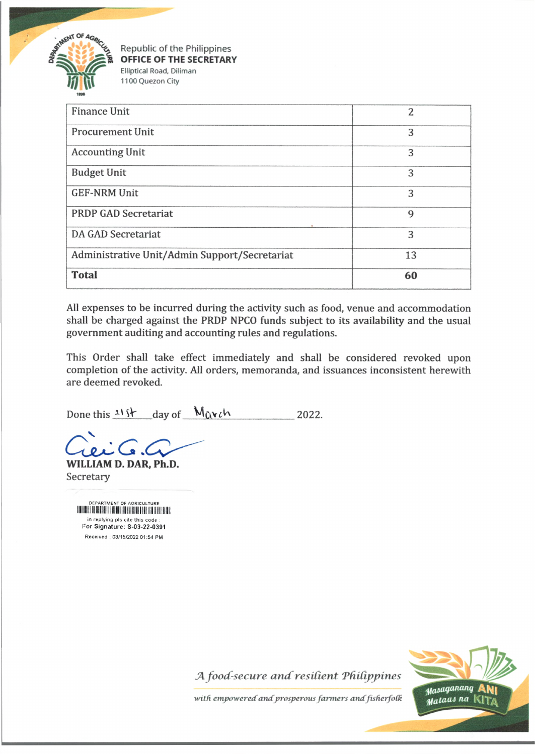Republic of the Philippines
**OFFICE OF THE SECRETARY**
Elliptical Road, Diliman
1100 Quezon City

| | |
|---|---|
| Finance Unit | 2 |
| Procurement Unit | 3 |
| Accounting Unit | 3 |
| Budget Unit | 3 |
| GEF-NRM Unit | 3 |
| PRDP GAD Secretariat | 9 |
| DA GAD Secretariat | 3 |
| Administrative Unit/Admin Support/Secretariat | 13 |
| **Total** | **60** |

All expenses to be incurred during the activity such as food, venue and accommodation shall be charged against the PRDP NPCO funds subject to its availability and the usual government auditing and accounting rules and regulations.

This Order shall take effect immediately and shall be considered revoked upon completion of the activity. All orders, memoranda, and issuances inconsistent herewith are deemed revoked.

Done this 21st day of March 2022.

**WILLIAM D. DAR, Ph.D.**
Secretary

DEPARTMENT OF AGRICULTURE
in replying pls cite this code :
For Signature: S-03-22-0391
Received : 03/15/2022 01:54 PM

*A food-secure and resilient Philippines*
*with empowered and prosperous farmers and fisherfolk*

Masaganang ANI Mataas na KITA